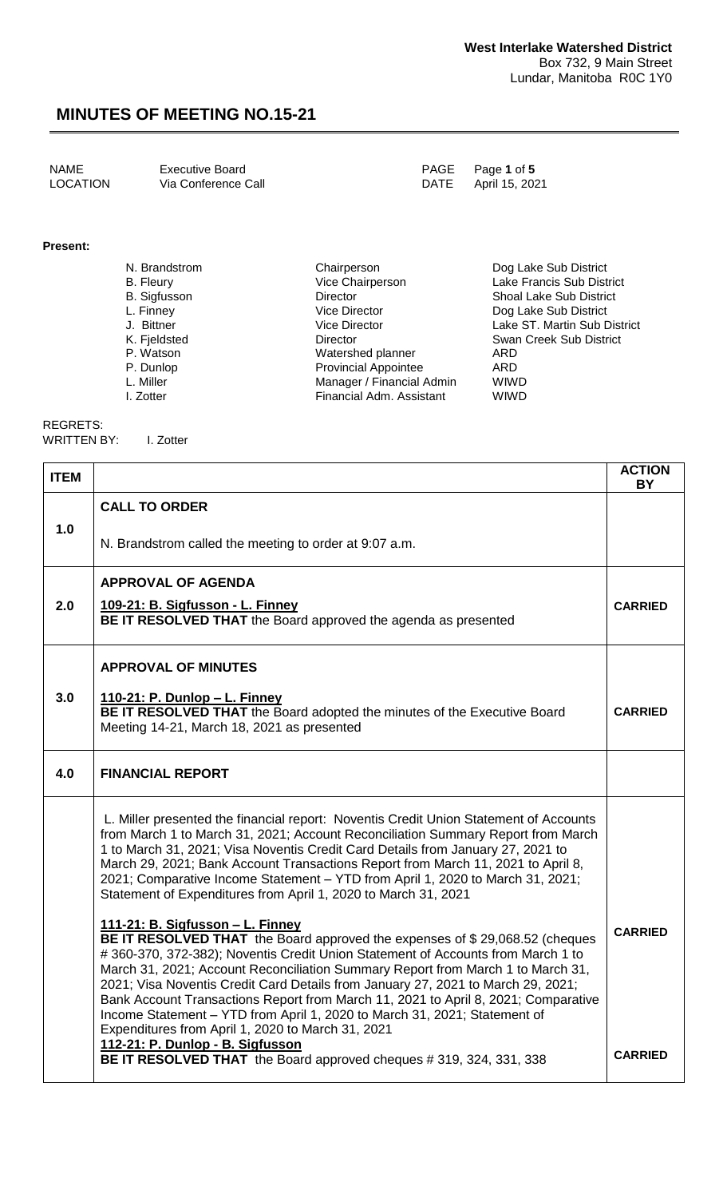**West Interlake Watershed District**
Box 732, 9 Main Street
Lundar, Manitoba R0C 1Y0

# MINUTES OF MEETING NO.15-21

| | | | |
|---|---|---|---|
| NAME | Executive Board | PAGE | Page **1** of **5** |
| LOCATION | Via Conference Call | DATE | April 15, 2021 |

**Present:**

| | | |
|---|---|---|
| N. Brandstrom | Chairperson | Dog Lake Sub District |
| B. Fleury | Vice Chairperson | Lake Francis Sub District |
| B. Sigfusson | Director | Shoal Lake Sub District |
| L. Finney | Vice Director | Dog Lake Sub District |
| J. Bittner | Vice Director | Lake ST. Martin Sub District |
| K. Fjeldsted | Director | Swan Creek Sub District |
| P. Watson | Watershed planner | ARD |
| P. Dunlop | Provincial Appointee | ARD |
| L. Miller | Manager / Financial Admin | WIWD |
| I. Zotter | Financial Adm. Assistant | WIWD |

REGRETS:
WRITTEN BY: I. Zotter

| ITEM | | ACTION BY |
|---|---|---|
| 1.0 | **CALL TO ORDER**<br><br>N. Brandstrom called the meeting to order at 9:07 a.m. | |
| 2.0 | **APPROVAL OF AGENDA**<br><br>**109-21: B. Sigfusson - L. Finney**<br>**BE IT RESOLVED THAT** the Board approved the agenda as presented | **CARRIED** |
| 3.0 | **APPROVAL OF MINUTES**<br><br>**110-21: P. Dunlop – L. Finney**<br>**BE IT RESOLVED THAT** the Board adopted the minutes of the Executive Board Meeting 14-21, March 18, 2021 as presented | **CARRIED** |
| 4.0 | **FINANCIAL REPORT** | |
| | L. Miller presented the financial report: Noventis Credit Union Statement of Accounts from March 1 to March 31, 2021; Account Reconciliation Summary Report from March 1 to March 31, 2021; Visa Noventis Credit Card Details from January 27, 2021 to March 29, 2021; Bank Account Transactions Report from March 11, 2021 to April 8, 2021; Comparative Income Statement – YTD from April 1, 2020 to March 31, 2021; Statement of Expenditures from April 1, 2020 to March 31, 2021<br><br>**111-21: B. Sigfusson – L. Finney**<br>**BE IT RESOLVED THAT** the Board approved the expenses of $ 29,068.52 (cheques # 360-370, 372-382); Noventis Credit Union Statement of Accounts from March 1 to March 31, 2021; Account Reconciliation Summary Report from March 1 to March 31, 2021; Visa Noventis Credit Card Details from January 27, 2021 to March 29, 2021; Bank Account Transactions Report from March 11, 2021 to April 8, 2021; Comparative Income Statement – YTD from April 1, 2020 to March 31, 2021; Statement of Expenditures from April 1, 2020 to March 31, 2021<br>**112-21: P. Dunlop - B. Sigfusson**<br>**BE IT RESOLVED THAT** the Board approved cheques # 319, 324, 331, 338 | **CARRIED**<br><br>**CARRIED** |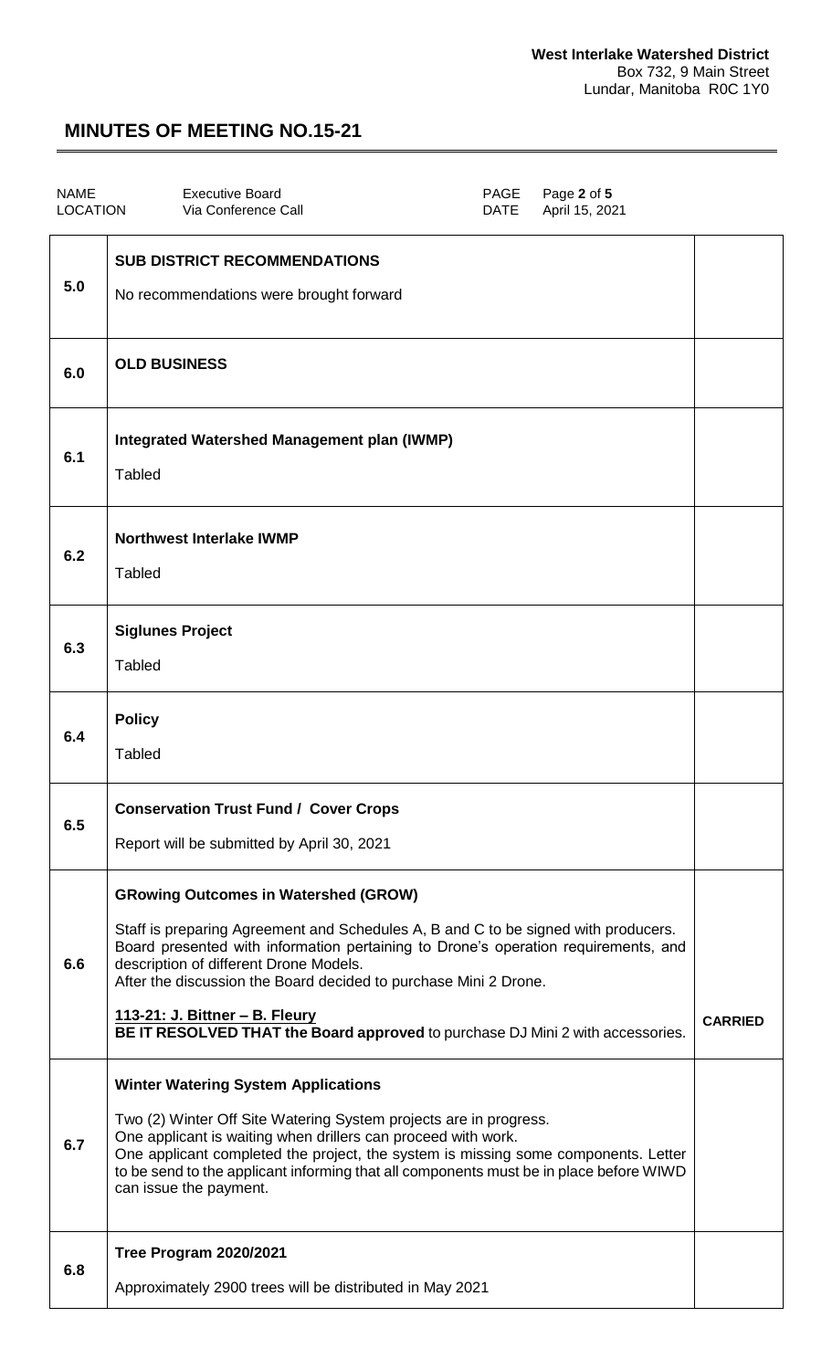| NAME | Executive Board | PAGE | Page 2 of 5 |
| --- | --- | --- | --- |
| LOCATION | Via Conference Call | DATE | April 15, 2021 |

| | | |
| --- | --- | --- |
| 5.0 | **SUB DISTRICT RECOMMENDATIONS**<br><br>No recommendations were brought forward | |
| 6.0 | **OLD BUSINESS** | |
| 6.1 | **Integrated Watershed Management plan (IWMP)**<br><br>Tabled | |
| 6.2 | **Northwest Interlake IWMP**<br><br>Tabled | |
| 6.3 | **Siglunes Project**<br><br>Tabled | |
| 6.4 | **Policy**<br><br>Tabled | |
| 6.5 | **Conservation Trust Fund / Cover Crops**<br><br>Report will be submitted by April 30, 2021 | |
| 6.6 | **GRowing Outcomes in Watershed (GROW)**<br><br>Staff is preparing Agreement and Schedules A, B and C to be signed with producers. Board presented with information pertaining to Drone's operation requirements, and description of different Drone Models.<br>After the discussion the Board decided to purchase Mini 2 Drone.<br><br>**113-21: J. Bittner – B. Fleury**<br>**BE IT RESOLVED THAT the Board approved** to purchase DJ Mini 2 with accessories. | **CARRIED** |
| 6.7 | **Winter Watering System Applications**<br><br>Two (2) Winter Off Site Watering System projects are in progress.<br>One applicant is waiting when drillers can proceed with work.<br>One applicant completed the project, the system is missing some components. Letter to be send to the applicant informing that all components must be in place before WIWD can issue the payment. | |
| 6.8 | **Tree Program 2020/2021**<br><br>Approximately 2900 trees will be distributed in May 2021 | |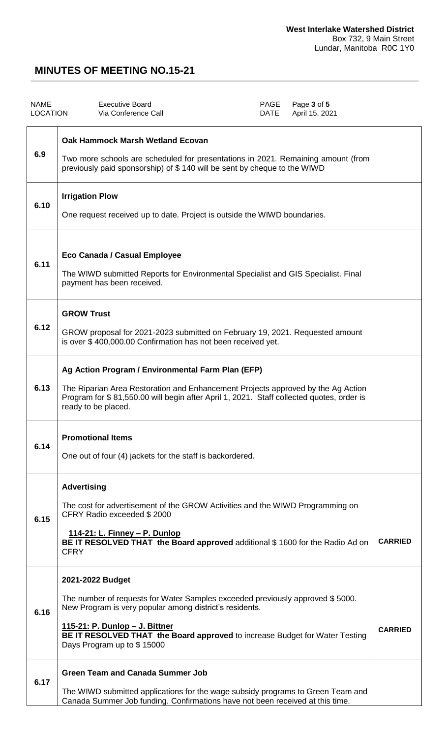**West Interlake Watershed District**
Box 732, 9 Main Street
Lundar, Manitoba R0C 1Y0

# MINUTES OF MEETING NO.15-21

| NAME | Executive Board | PAGE | Page **3** of **5** |
|---|---|---|---|
| LOCATION | Via Conference Call | DATE | April 15, 2021 |

| | | |
|---|---|---|
| 6.9 | **Oak Hammock Marsh Wetland Ecovan**<br><br>Two more schools are scheduled for presentations in 2021. Remaining amount (from previously paid sponsorship) of $ 140 will be sent by cheque to the WIWD | |
| 6.10 | **Irrigation Plow**<br><br>One request received up to date. Project is outside the WIWD boundaries. | |
| 6.11 | **Eco Canada / Casual Employee**<br><br>The WIWD submitted Reports for Environmental Specialist and GIS Specialist. Final payment has been received. | |
| 6.12 | **GROW Trust**<br><br>GROW proposal for 2021-2023 submitted on February 19, 2021. Requested amount is over $ 400,000.00 Confirmation has not been received yet. | |
| 6.13 | **Ag Action Program / Environmental Farm Plan (EFP)**<br><br>The Riparian Area Restoration and Enhancement Projects approved by the Ag Action Program for $ 81,550.00 will begin after April 1, 2021. Staff collected quotes, order is ready to be placed. | |
| 6.14 | **Promotional Items**<br><br>One out of four (4) jackets for the staff is backordered. | |
| 6.15 | **Advertising**<br><br>The cost for advertisement of the GROW Activities and the WIWD Programming on CFRY Radio exceeded $ 2000<br><br>**<u>114-21: L. Finney – P. Dunlop</u>**<br>**BE IT RESOLVED THAT the Board approved** additional $ 1600 for the Radio Ad on CFRY | **CARRIED** |
| 6.16 | **2021-2022 Budget**<br><br>The number of requests for Water Samples exceeded previously approved $ 5000. New Program is very popular among district's residents.<br><br>**<u>115-21: P. Dunlop – J. Bittner</u>**<br>**BE IT RESOLVED THAT the Board approved** to increase Budget for Water Testing Days Program up to $ 15000 | **CARRIED** |
| 6.17 | **Green Team and Canada Summer Job**<br><br>The WIWD submitted applications for the wage subsidy programs to Green Team and Canada Summer Job funding. Confirmations have not been received at this time. | |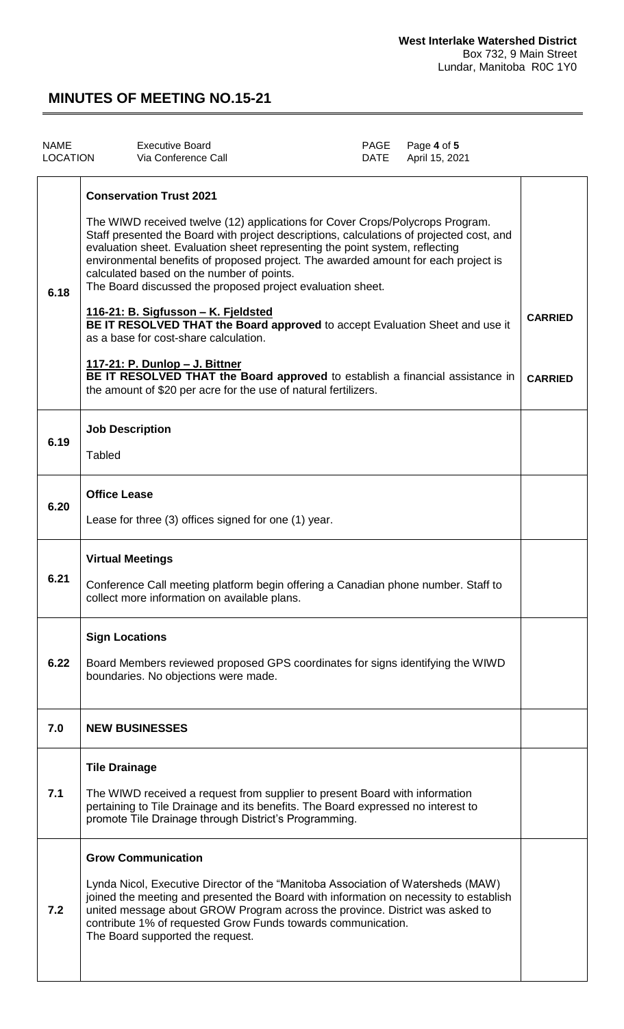| NAME | Executive Board | PAGE | Page 4 of 5 |
|---|---|---|---|
| LOCATION | Via Conference Call | DATE | April 15, 2021 |

| | | |
|---|---|---|
| 6.18 | **Conservation Trust 2021**<br><br>The WIWD received twelve (12) applications for Cover Crops/Polycrops Program. Staff presented the Board with project descriptions, calculations of projected cost, and evaluation sheet. Evaluation sheet representing the point system, reflecting environmental benefits of proposed project. The awarded amount for each project is calculated based on the number of points.<br>The Board discussed the proposed project evaluation sheet.<br><br>**116-21: B. Sigfusson – K. Fjeldsted**<br>**BE IT RESOLVED THAT the Board approved** to accept Evaluation Sheet and use it as a base for cost-share calculation.<br><br>**117-21: P. Dunlop – J. Bittner**<br>**BE IT RESOLVED THAT the Board approved** to establish a financial assistance in the amount of $20 per acre for the use of natural fertilizers. | **CARRIED**<br><br>**CARRIED** |
| 6.19 | **Job Description**<br><br>Tabled | |
| 6.20 | **Office Lease**<br><br>Lease for three (3) offices signed for one (1) year. | |
| 6.21 | **Virtual Meetings**<br><br>Conference Call meeting platform begin offering a Canadian phone number. Staff to collect more information on available plans. | |
| 6.22 | **Sign Locations**<br><br>Board Members reviewed proposed GPS coordinates for signs identifying the WIWD boundaries. No objections were made. | |
| 7.0 | **NEW BUSINESSES** | |
| 7.1 | **Tile Drainage**<br><br>The WIWD received a request from supplier to present Board with information pertaining to Tile Drainage and its benefits. The Board expressed no interest to promote Tile Drainage through District's Programming. | |
| 7.2 | **Grow Communication**<br><br>Lynda Nicol, Executive Director of the "Manitoba Association of Watersheds (MAW) joined the meeting and presented the Board with information on necessity to establish united message about GROW Program across the province. District was asked to contribute 1% of requested Grow Funds towards communication.<br>The Board supported the request. | |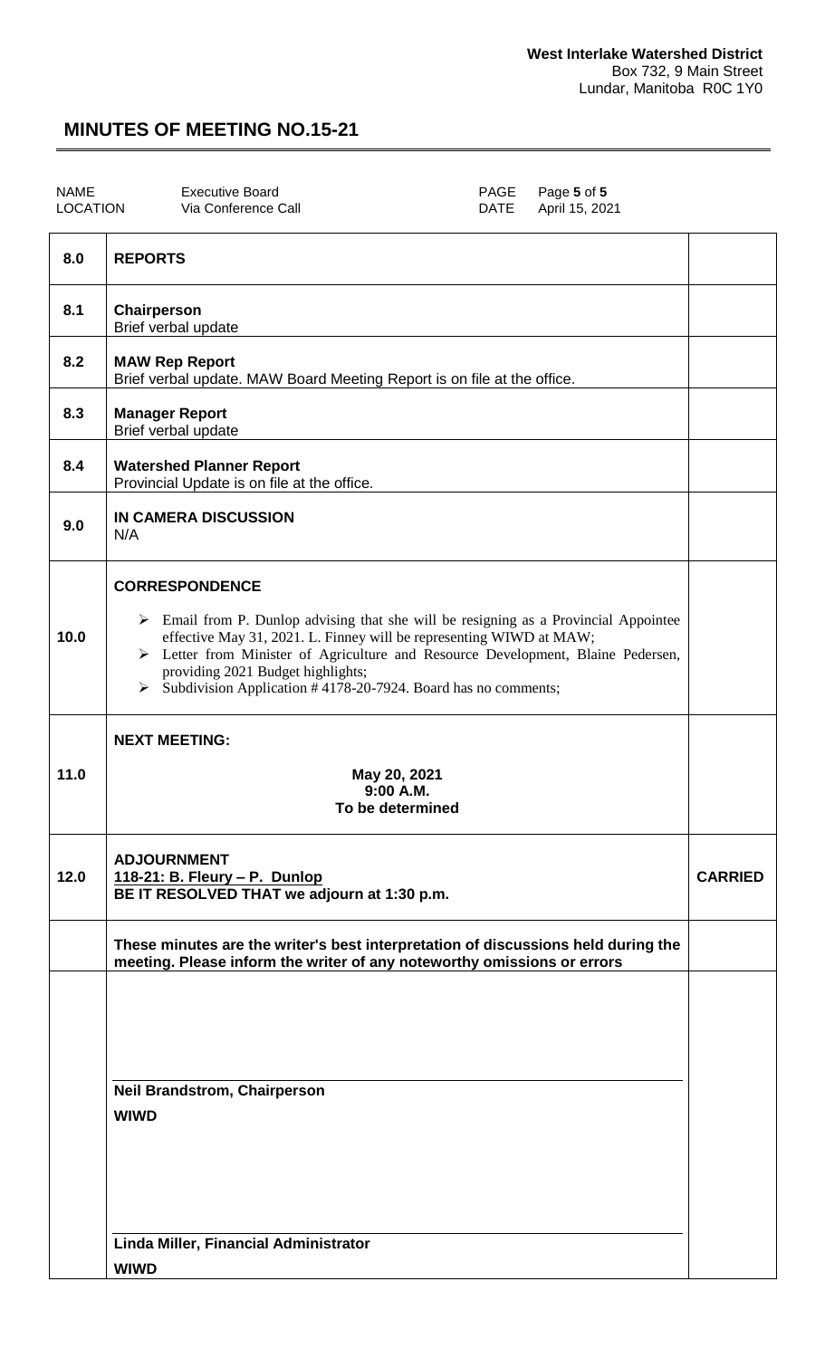**West Interlake Watershed District**
Box 732, 9 Main Street
Lundar, Manitoba R0C 1Y0

# MINUTES OF MEETING NO.15-21

| | | | |
|---|---|---|---|
| NAME | Executive Board | PAGE | Page **5** of **5** |
| LOCATION | Via Conference Call | DATE | April 15, 2021 |

| | | |
|---|---|---|
| **8.0** | **REPORTS** | |
| **8.1** | **Chairperson**<br>Brief verbal update | |
| **8.2** | **MAW Rep Report**<br>Brief verbal update. MAW Board Meeting Report is on file at the office. | |
| **8.3** | **Manager Report**<br>Brief verbal update | |
| **8.4** | **Watershed Planner Report**<br>Provincial Update is on file at the office. | |
| **9.0** | **IN CAMERA DISCUSSION**<br>N/A | |
| **10.0** | **CORRESPONDENCE**<br>➢ Email from P. Dunlop advising that she will be resigning as a Provincial Appointee effective May 31, 2021. L. Finney will be representing WIWD at MAW;<br>➢ Letter from Minister of Agriculture and Resource Development, Blaine Pedersen, providing 2021 Budget highlights;<br>➢ Subdivision Application # 4178-20-7924. Board has no comments; | |
| **11.0** | **NEXT MEETING:**<br>**May 20, 2021**<br>**9:00 A.M.**<br>**To be determined** | |
| **12.0** | **ADJOURNMENT**<br>**118-21: B. Fleury – P. Dunlop**<br>**BE IT RESOLVED THAT we adjourn at 1:30 p.m.** | **CARRIED** |
| | **These minutes are the writer's best interpretation of discussions held during the meeting. Please inform the writer of any noteworthy omissions or errors** | |
| | **Neil Brandstrom, Chairperson**<br>**WIWD** | |
| | **Linda Miller, Financial Administrator**<br>**WIWD** | |